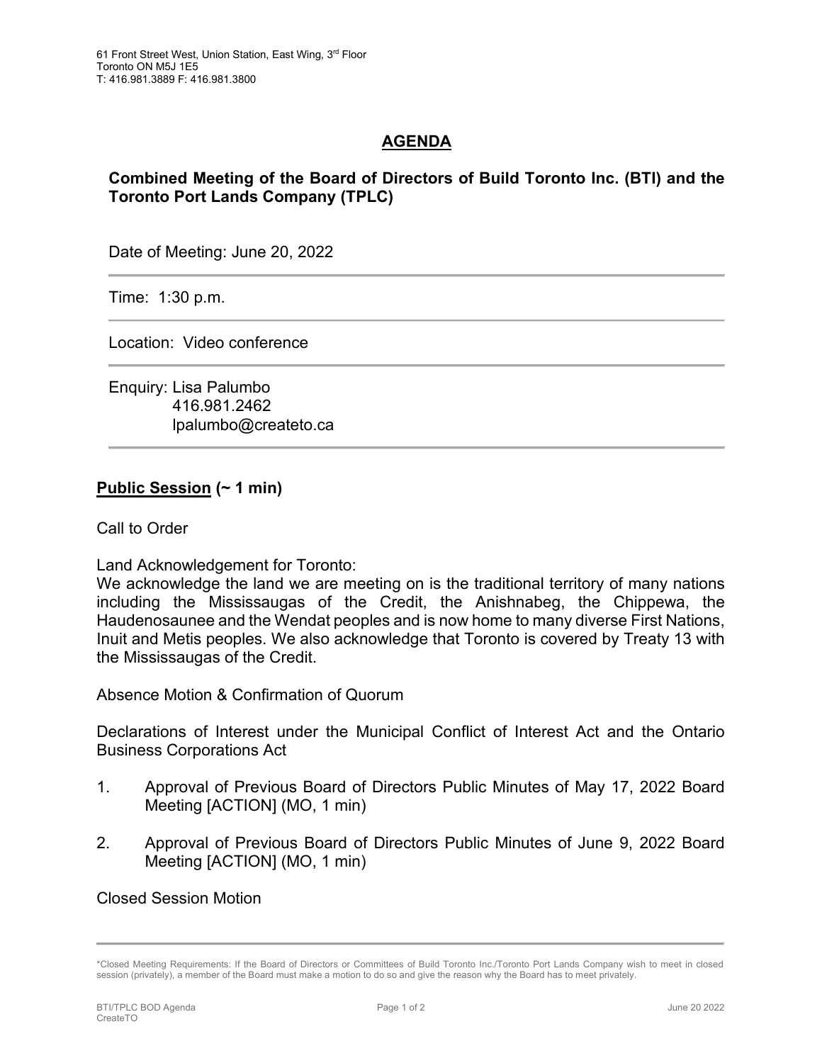61 Front Street West, Union Station, East Wing, 3rd Floor
Toronto ON M5J 1E5
T: 416.981.3889 F: 416.981.3800

# AGENDA

## Combined Meeting of the Board of Directors of Build Toronto Inc. (BTI) and the Toronto Port Lands Company (TPLC)

Date of Meeting: June 20, 2022

---

Time: 1:30 p.m.

---

Location: Video conference

---

Enquiry: Lisa Palumbo
416.981.2462
lpalumbo@createto.ca

---

**Public Session (~ 1 min)**

Call to Order

Land Acknowledgement for Toronto:
We acknowledge the land we are meeting on is the traditional territory of many nations including the Mississaugas of the Credit, the Anishnabeg, the Chippewa, the Haudenosaunee and the Wendat peoples and is now home to many diverse First Nations, Inuit and Metis peoples. We also acknowledge that Toronto is covered by Treaty 13 with the Mississaugas of the Credit.

Absence Motion & Confirmation of Quorum

Declarations of Interest under the Municipal Conflict of Interest Act and the Ontario Business Corporations Act

1. Approval of Previous Board of Directors Public Minutes of May 17, 2022 Board Meeting [ACTION] (MO, 1 min)

2. Approval of Previous Board of Directors Public Minutes of June 9, 2022 Board Meeting [ACTION] (MO, 1 min)

Closed Session Motion

---

*Closed Meeting Requirements: If the Board of Directors or Committees of Build Toronto Inc./Toronto Port Lands Company wish to meet in closed session (privately), a member of the Board must make a motion to do so and give the reason why the Board has to meet privately.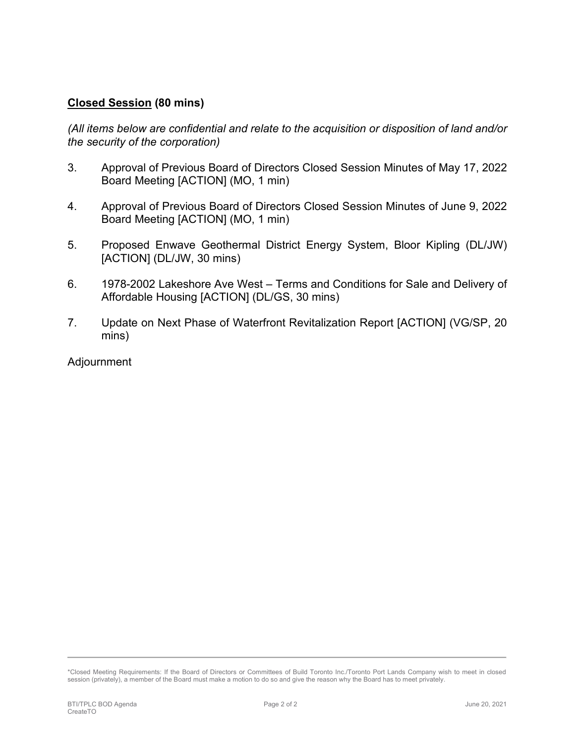**<u>Closed Session</u> (80 mins)**

*(All items below are confidential and relate to the acquisition or disposition of land and/or the security of the corporation)*

3. Approval of Previous Board of Directors Closed Session Minutes of May 17, 2022 Board Meeting [ACTION] (MO, 1 min)

4. Approval of Previous Board of Directors Closed Session Minutes of June 9, 2022 Board Meeting [ACTION] (MO, 1 min)

5. Proposed Enwave Geothermal District Energy System, Bloor Kipling (DL/JW) [ACTION] (DL/JW, 30 mins)

6. 1978-2002 Lakeshore Ave West – Terms and Conditions for Sale and Delivery of Affordable Housing [ACTION] (DL/GS, 30 mins)

7. Update on Next Phase of Waterfront Revitalization Report [ACTION] (VG/SP, 20 mins)

Adjournment

---

*Closed Meeting Requirements: If the Board of Directors or Committees of Build Toronto Inc./Toronto Port Lands Company wish to meet in closed session (privately), a member of the Board must make a motion to do so and give the reason why the Board has to meet privately.